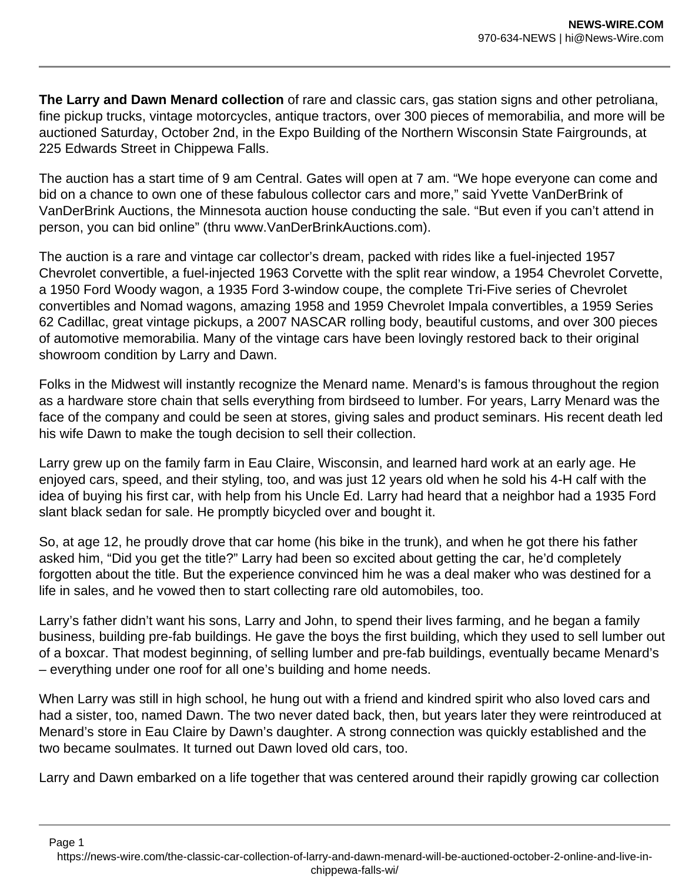**The Larry and Dawn Menard collection** of rare and classic cars, gas station signs and other petroliana, fine pickup trucks, vintage motorcycles, antique tractors, over 300 pieces of memorabilia, and more will be auctioned Saturday, October 2nd, in the Expo Building of the Northern Wisconsin State Fairgrounds, at 225 Edwards Street in Chippewa Falls.

The auction has a start time of 9 am Central. Gates will open at 7 am. “We hope everyone can come and bid on a chance to own one of these fabulous collector cars and more,” said Yvette VanDerBrink of VanDerBrink Auctions, the Minnesota auction house conducting the sale. “But even if you can’t attend in person, you can bid online” (thru www.VanDerBrinkAuctions.com).

The auction is a rare and vintage car collector’s dream, packed with rides like a fuel-injected 1957 Chevrolet convertible, a fuel-injected 1963 Corvette with the split rear window, a 1954 Chevrolet Corvette, a 1950 Ford Woody wagon, a 1935 Ford 3-window coupe, the complete Tri-Five series of Chevrolet convertibles and Nomad wagons, amazing 1958 and 1959 Chevrolet Impala convertibles, a 1959 Series 62 Cadillac, great vintage pickups, a 2007 NASCAR rolling body, beautiful customs, and over 300 pieces of automotive memorabilia. Many of the vintage cars have been lovingly restored back to their original showroom condition by Larry and Dawn.

Folks in the Midwest will instantly recognize the Menard name. Menard’s is famous throughout the region as a hardware store chain that sells everything from birdseed to lumber. For years, Larry Menard was the face of the company and could be seen at stores, giving sales and product seminars. His recent death led his wife Dawn to make the tough decision to sell their collection.

Larry grew up on the family farm in Eau Claire, Wisconsin, and learned hard work at an early age. He enjoyed cars, speed, and their styling, too, and was just 12 years old when he sold his 4-H calf with the idea of buying his first car, with help from his Uncle Ed. Larry had heard that a neighbor had a 1935 Ford slant black sedan for sale. He promptly bicycled over and bought it.

So, at age 12, he proudly drove that car home (his bike in the trunk), and when he got there his father asked him, “Did you get the title?” Larry had been so excited about getting the car, he’d completely forgotten about the title. But the experience convinced him he was a deal maker who was destined for a life in sales, and he vowed then to start collecting rare old automobiles, too.

Larry’s father didn’t want his sons, Larry and John, to spend their lives farming, and he began a family business, building pre-fab buildings. He gave the boys the first building, which they used to sell lumber out of a boxcar. That modest beginning, of selling lumber and pre-fab buildings, eventually became Menard’s – everything under one roof for all one’s building and home needs.

When Larry was still in high school, he hung out with a friend and kindred spirit who also loved cars and had a sister, too, named Dawn. The two never dated back, then, but years later they were reintroduced at Menard’s store in Eau Claire by Dawn’s daughter. A strong connection was quickly established and the two became soulmates. It turned out Dawn loved old cars, too.

Larry and Dawn embarked on a life together that was centered around their rapidly growing car collection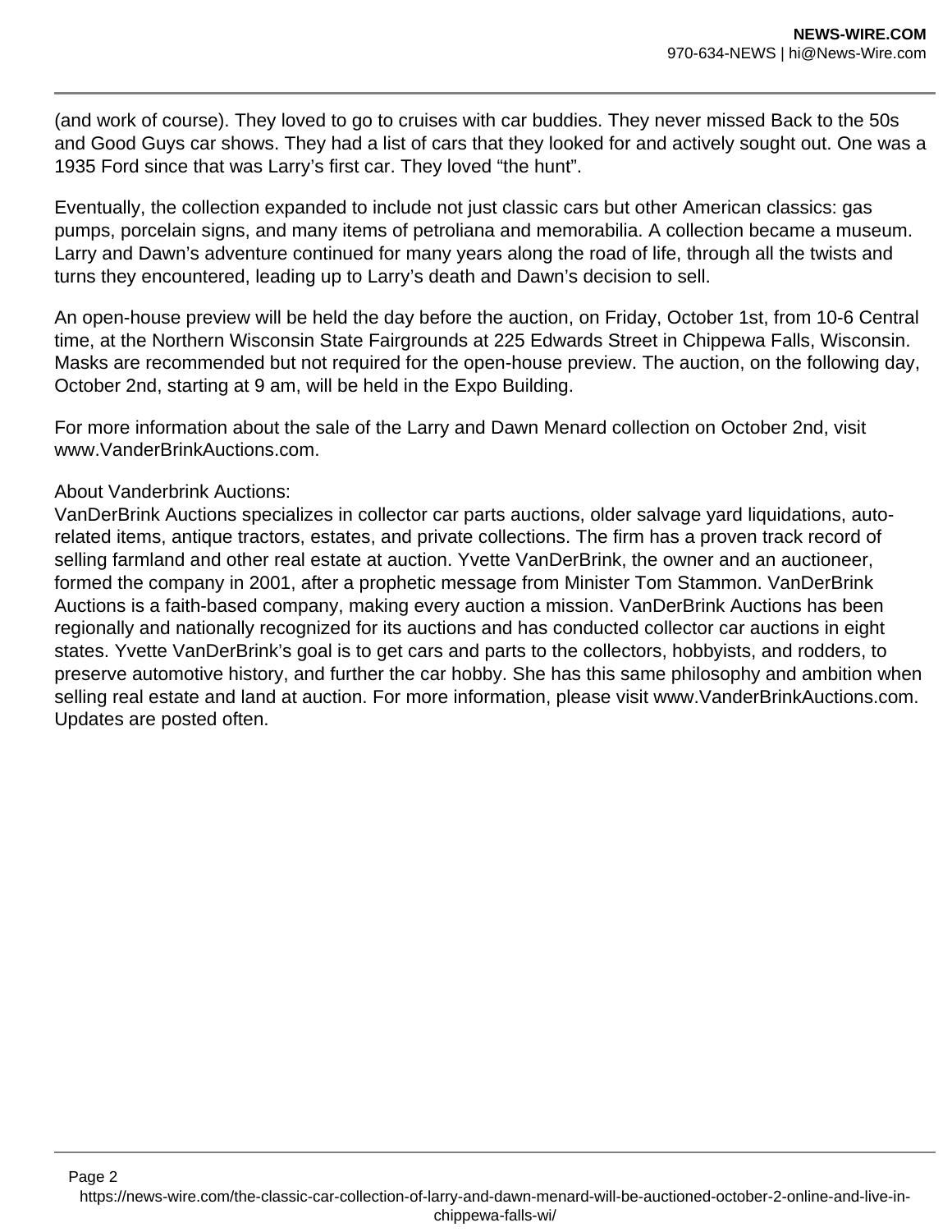(and work of course). They loved to go to cruises with car buddies. They never missed Back to the 50s and Good Guys car shows. They had a list of cars that they looked for and actively sought out. One was a 1935 Ford since that was Larry's first car. They loved "the hunt".

Eventually, the collection expanded to include not just classic cars but other American classics: gas pumps, porcelain signs, and many items of petroliana and memorabilia. A collection became a museum. Larry and Dawn's adventure continued for many years along the road of life, through all the twists and turns they encountered, leading up to Larry's death and Dawn's decision to sell.

An open-house preview will be held the day before the auction, on Friday, October 1st, from 10-6 Central time, at the Northern Wisconsin State Fairgrounds at 225 Edwards Street in Chippewa Falls, Wisconsin. Masks are recommended but not required for the open-house preview. The auction, on the following day, October 2nd, starting at 9 am, will be held in the Expo Building.

For more information about the sale of the Larry and Dawn Menard collection on October 2nd, visit www.VanderBrinkAuctions.com.

About Vanderbrink Auctions:
VanDerBrink Auctions specializes in collector car parts auctions, older salvage yard liquidations, auto-related items, antique tractors, estates, and private collections. The firm has a proven track record of selling farmland and other real estate at auction. Yvette VanDerBrink, the owner and an auctioneer, formed the company in 2001, after a prophetic message from Minister Tom Stammon. VanDerBrink Auctions is a faith-based company, making every auction a mission. VanDerBrink Auctions has been regionally and nationally recognized for its auctions and has conducted collector car auctions in eight states. Yvette VanDerBrink's goal is to get cars and parts to the collectors, hobbyists, and rodders, to preserve automotive history, and further the car hobby. She has this same philosophy and ambition when selling real estate and land at auction. For more information, please visit www.VanderBrinkAuctions.com. Updates are posted often.